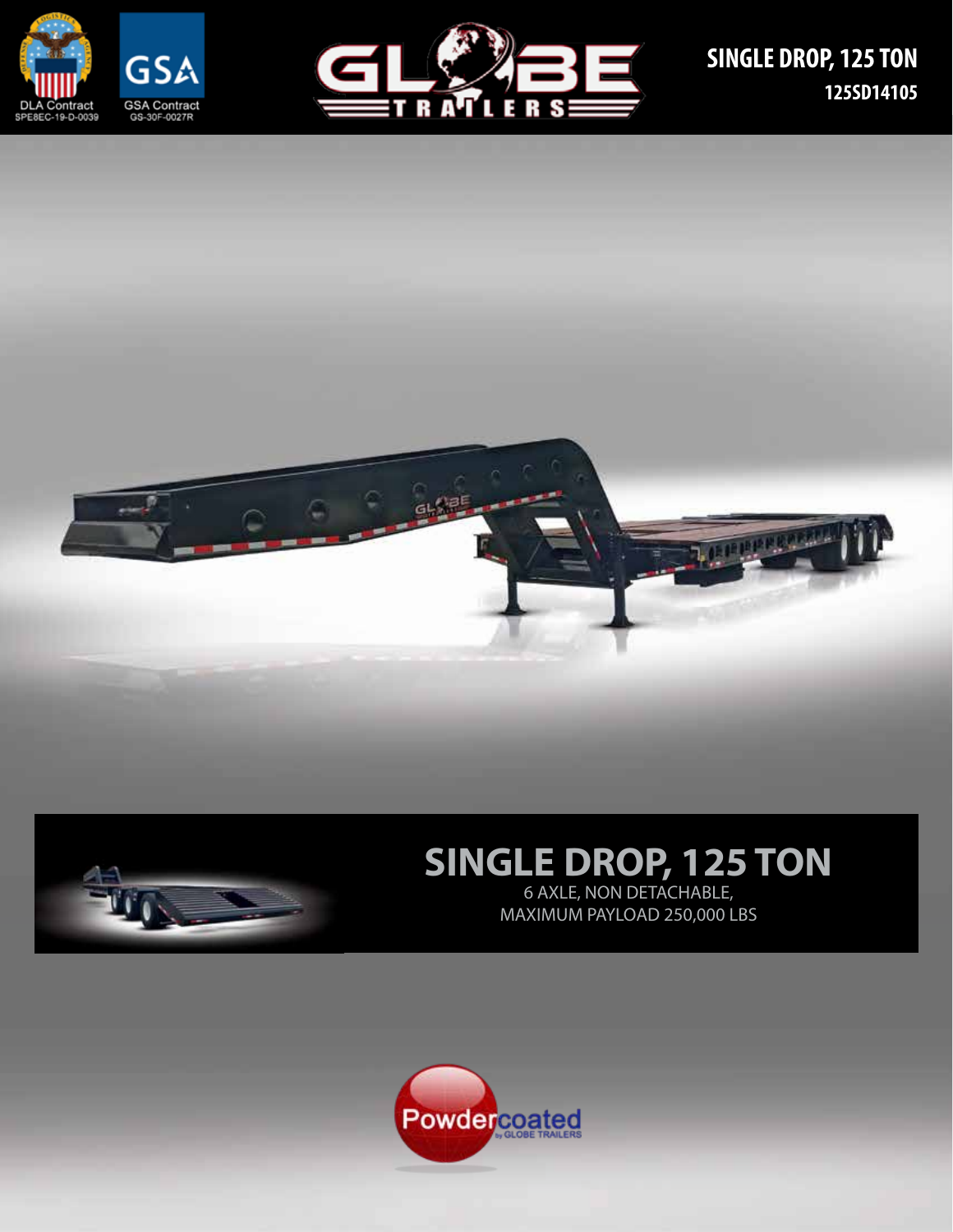DLA Contract
SPE8EC-19-D-0039

GSA Contract
GS-30F-0027R

# SINGLE DROP, 125 TON

**125SD14105**

## SINGLE DROP, 125 TON

6 AXLE, NON DETACHABLE,
MAXIMUM PAYLOAD 250,000 LBS

Powdercoated by GLOBE TRAILERS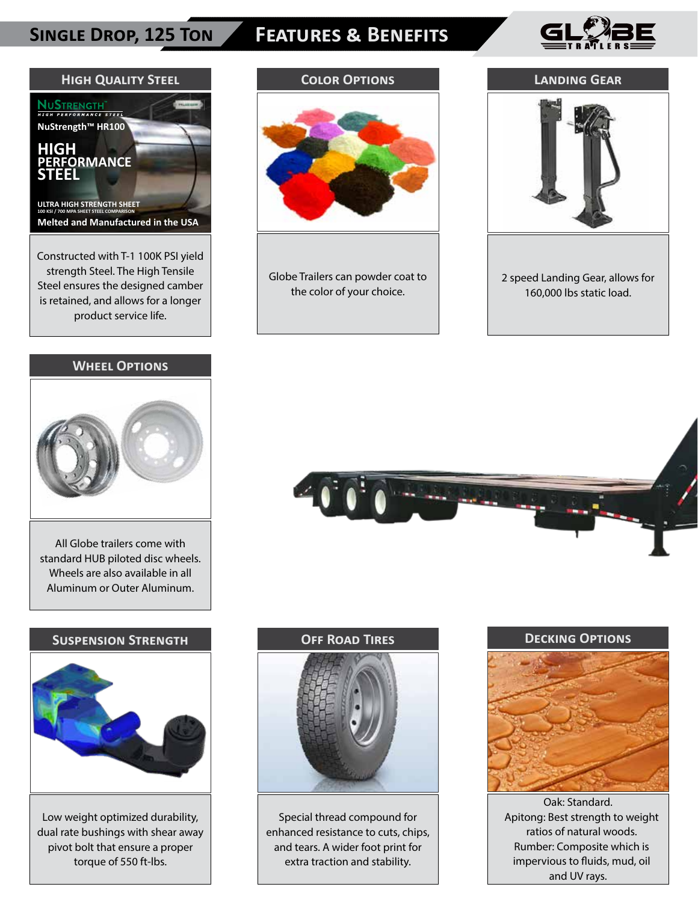# Single Drop, 125 Ton — Features & Benefits

## High Quality Steel

Constructed with T-1 100K PSI yield strength Steel. The High Tensile Steel ensures the designed camber is retained, and allows for a longer product service life.

## Color Options

Globe Trailers can powder coat to the color of your choice.

## Landing Gear

2 speed Landing Gear, allows for 160,000 lbs static load.

## Wheel Options

All Globe trailers come with standard HUB piloted disc wheels. Wheels are also available in all Aluminum or Outer Aluminum.

## Suspension Strength

Low weight optimized durability, dual rate bushings with shear away pivot bolt that ensure a proper torque of 550 ft-lbs.

## Off Road Tires

Special thread compound for enhanced resistance to cuts, chips, and tears. A wider foot print for extra traction and stability.

## Decking Options

Oak: Standard.
Apitong: Best strength to weight ratios of natural woods.
Rumber: Composite which is impervious to fluids, mud, oil and UV rays.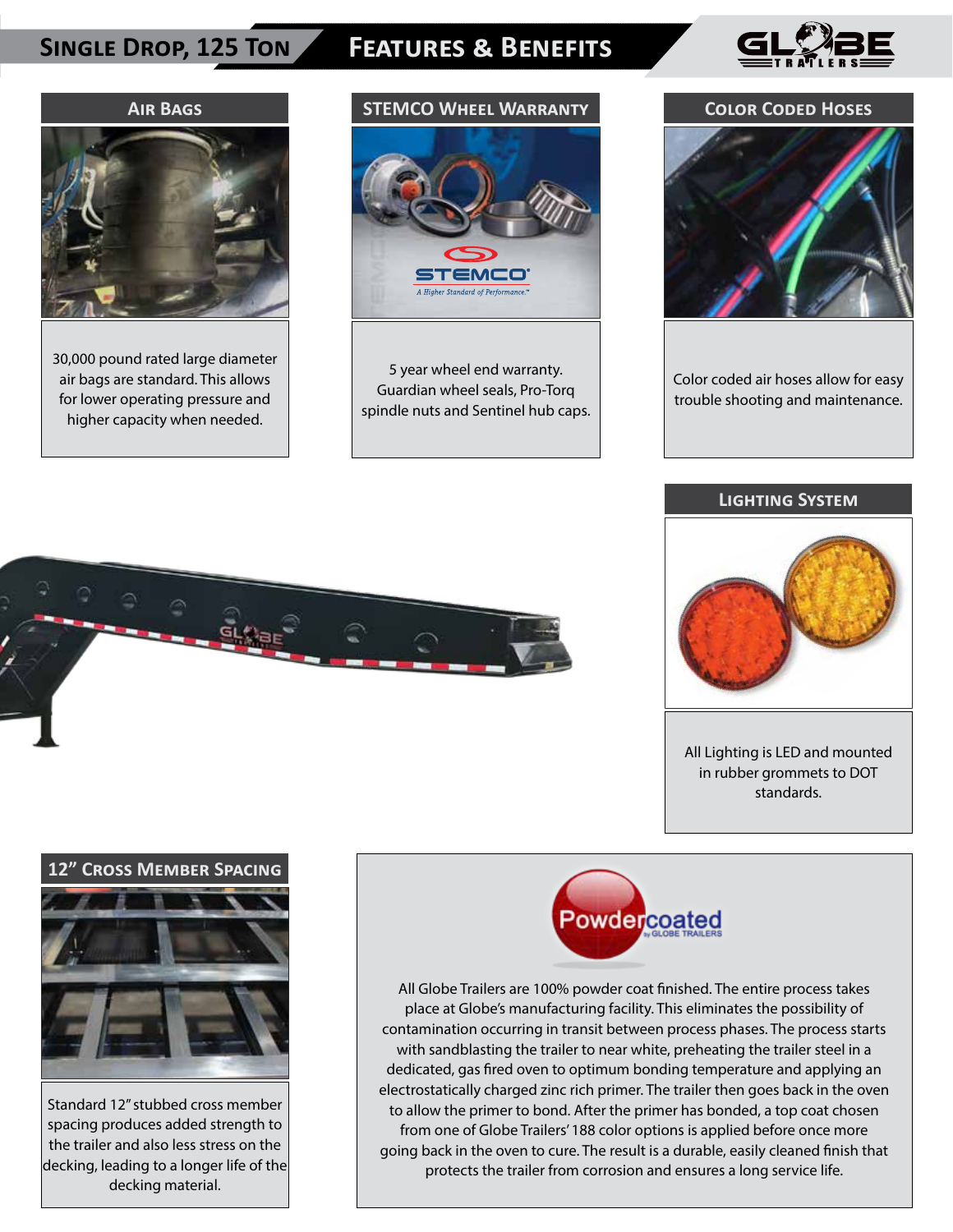# Single Drop, 125 Ton — Features & Benefits

## Air Bags

30,000 pound rated large diameter air bags are standard. This allows for lower operating pressure and higher capacity when needed.

## STEMCO Wheel Warranty

5 year wheel end warranty. Guardian wheel seals, Pro-Torq spindle nuts and Sentinel hub caps.

## Color Coded Hoses

Color coded air hoses allow for easy trouble shooting and maintenance.

## Lighting System

All Lighting is LED and mounted in rubber grommets to DOT standards.

## 12" Cross Member Spacing

Standard 12" stubbed cross member spacing produces added strength to the trailer and also less stress on the decking, leading to a longer life of the decking material.

## Powdercoated

All Globe Trailers are 100% powder coat finished. The entire process takes place at Globe's manufacturing facility. This eliminates the possibility of contamination occurring in transit between process phases. The process starts with sandblasting the trailer to near white, preheating the trailer steel in a dedicated, gas fired oven to optimum bonding temperature and applying an electrostatically charged zinc rich primer. The trailer then goes back in the oven to allow the primer to bond. After the primer has bonded, a top coat chosen from one of Globe Trailers' 188 color options is applied before once more going back in the oven to cure. The result is a durable, easily cleaned finish that protects the trailer from corrosion and ensures a long service life.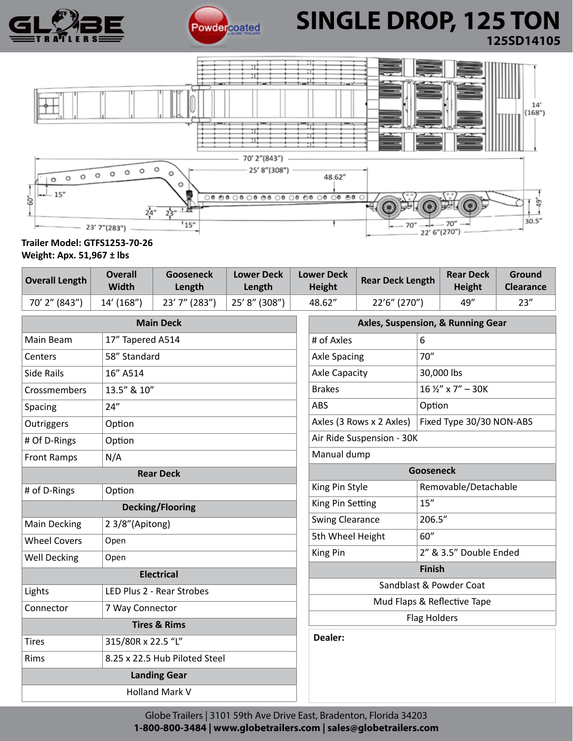# SINGLE DROP, 125 TON

125SD14105

70' 2"(843")
25' 8"(308")
48.62"
14' (168")
15"
60"
24"
23"
15"
23' 7"(283")
70"
70"
22' 6"(270")
49"
30.5"

**Trailer Model: GTFS1253-70-26**
**Weight: Apx. 51,967 ± lbs**

| Overall Length | Overall Width | Gooseneck Length | Lower Deck Length | Lower Deck Height | Rear Deck Length | Rear Deck Height | Ground Clearance |
|---|---|---|---|---|---|---|---|
| 70' 2" (843") | 14' (168") | 23' 7" (283") | 25' 8" (308") | 48.62" | 22'6" (270") | 49" | 23" |

| Main Deck | |
|---|---|
| Main Beam | 17" Tapered A514 |
| Centers | 58" Standard |
| Side Rails | 16" A514 |
| Crossmembers | 13.5" & 10" |
| Spacing | 24" |
| Outriggers | Option |
| # Of D-Rings | Option |
| Front Ramps | N/A |
| **Rear Deck** | |
| # of D-Rings | Option |
| **Decking/Flooring** | |
| Main Decking | 2 3/8"(Apitong) |
| Wheel Covers | Open |
| Well Decking | Open |
| **Electrical** | |
| Lights | LED Plus 2 - Rear Strobes |
| Connector | 7 Way Connector |
| **Tires & Rims** | |
| Tires | 315/80R x 22.5 "L" |
| Rims | 8.25 x 22.5 Hub Piloted Steel |
| **Landing Gear** | |
| Holland Mark V | |

| Axles, Suspension, & Running Gear | |
|---|---|
| # of Axles | 6 |
| Axle Spacing | 70" |
| Axle Capacity | 30,000 lbs |
| Brakes | 16 ½" x 7" – 30K |
| ABS | Option |
| Axles (3 Rows x 2 Axles) | Fixed Type 30/30 NON-ABS |
| Air Ride Suspension - 30K | |
| Manual dump | |
| **Gooseneck** | |
| King Pin Style | Removable/Detachable |
| King Pin Setting | 15" |
| Swing Clearance | 206.5" |
| 5th Wheel Height | 60" |
| King Pin | 2" & 3.5" Double Ended |
| **Finish** | |
| Sandblast & Powder Coat | |
| Mud Flaps & Reflective Tape | |
| Flag Holders | |

**Dealer:**

Globe Trailers | 3101 59th Ave Drive East, Bradenton, Florida 34203
**1-800-800-3484 | www.globetrailers.com | sales@globetrailers.com**